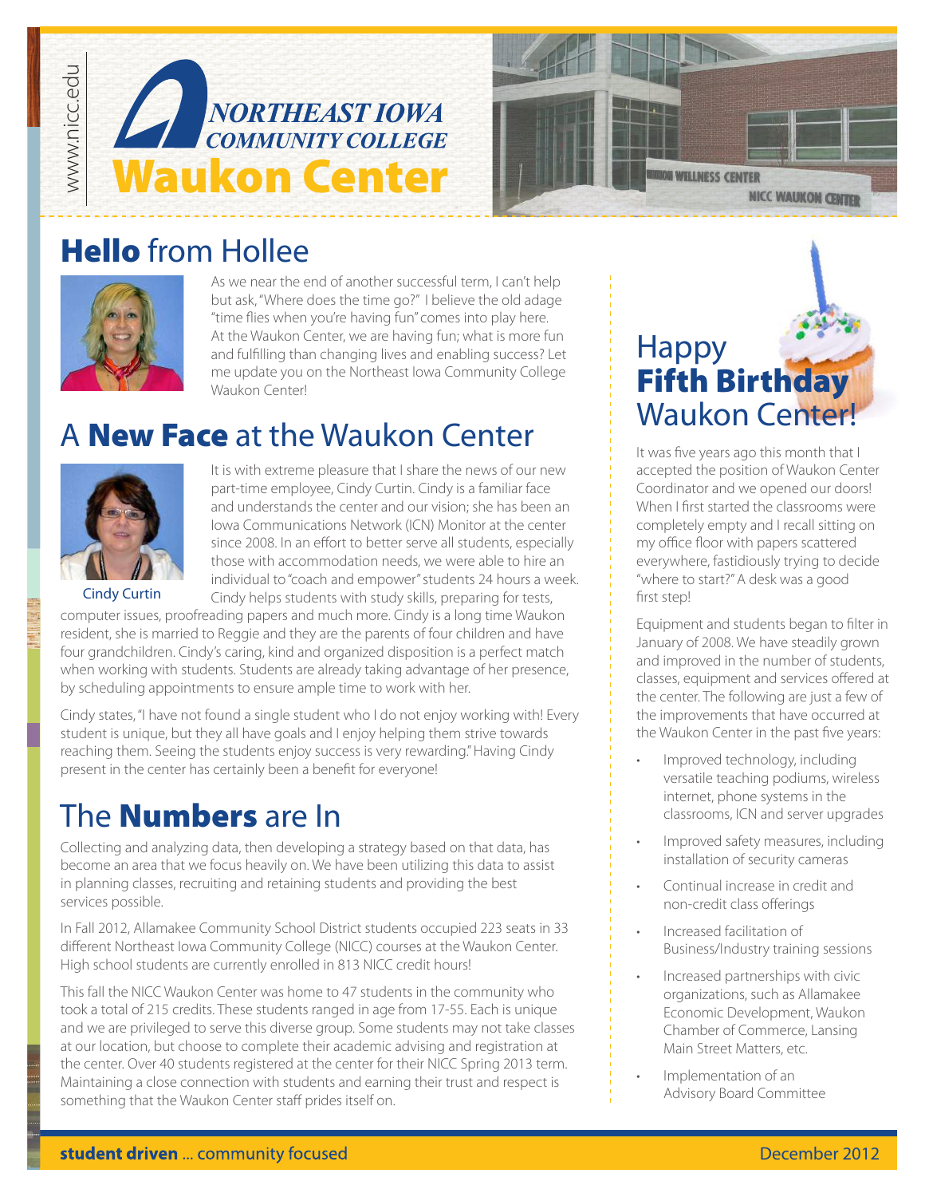# Northeast Iowa Community College Waukon Center

www.nicc.edu

## Hello from Hollee

As we near the end of another successful term, I can't help but ask, "Where does the time go?" I believe the old adage "time flies when you're having fun" comes into play here. At the Waukon Center, we are having fun; what is more fun and fulfilling than changing lives and enabling success? Let me update you on the Northeast Iowa Community College Waukon Center!

## A New Face at the Waukon Center

Cindy Curtin

It is with extreme pleasure that I share the news of our new part-time employee, Cindy Curtin. Cindy is a familiar face and understands the center and our vision; she has been an Iowa Communications Network (ICN) Monitor at the center since 2008. In an effort to better serve all students, especially those with accommodation needs, we were able to hire an individual to "coach and empower" students 24 hours a week. Cindy helps students with study skills, preparing for tests, computer issues, proofreading papers and much more. Cindy is a long time Waukon resident, she is married to Reggie and they are the parents of four children and have four grandchildren. Cindy's caring, kind and organized disposition is a perfect match when working with students. Students are already taking advantage of her presence, by scheduling appointments to ensure ample time to work with her.

Cindy states, "I have not found a single student who I do not enjoy working with! Every student is unique, but they all have goals and I enjoy helping them strive towards reaching them. Seeing the students enjoy success is very rewarding." Having Cindy present in the center has certainly been a benefit for everyone!

## The Numbers are In

Collecting and analyzing data, then developing a strategy based on that data, has become an area that we focus heavily on. We have been utilizing this data to assist in planning classes, recruiting and retaining students and providing the best services possible.

In Fall 2012, Allamakee Community School District students occupied 223 seats in 33 different Northeast Iowa Community College (NICC) courses at the Waukon Center. High school students are currently enrolled in 813 NICC credit hours!

This fall the NICC Waukon Center was home to 47 students in the community who took a total of 215 credits. These students ranged in age from 17-55. Each is unique and we are privileged to serve this diverse group. Some students may not take classes at our location, but choose to complete their academic advising and registration at the center. Over 40 students registered at the center for their NICC Spring 2013 term. Maintaining a close connection with students and earning their trust and respect is something that the Waukon Center staff prides itself on.

## Happy Fifth Birthday Waukon Center!

It was five years ago this month that I accepted the position of Waukon Center Coordinator and we opened our doors! When I first started the classrooms were completely empty and I recall sitting on my office floor with papers scattered everywhere, fastidiously trying to decide "where to start?" A desk was a good first step!

Equipment and students began to filter in January of 2008. We have steadily grown and improved in the number of students, classes, equipment and services offered at the center. The following are just a few of the improvements that have occurred at the Waukon Center in the past five years:

- Improved technology, including versatile teaching podiums, wireless internet, phone systems in the classrooms, ICN and server upgrades
- Improved safety measures, including installation of security cameras
- Continual increase in credit and non-credit class offerings
- Increased facilitation of Business/Industry training sessions
- Increased partnerships with civic organizations, such as Allamakee Economic Development, Waukon Chamber of Commerce, Lansing Main Street Matters, etc.
- Implementation of an Advisory Board Committee

**student driven** ... community focused — December 2012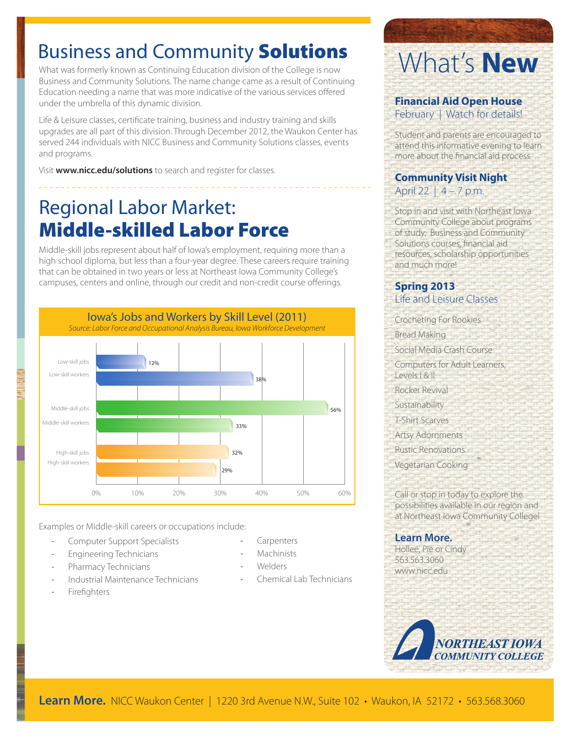# Business and Community **Solutions**

What was formerly known as Continuing Education division of the College is now Business and Community Solutions. The name change came as a result of Continuing Education needing a name that was more indicative of the various services offered under the umbrella of this dynamic division.

Life & Leisure classes, certificate training, business and industry training and skills upgrades are all part of this division. Through December 2012, the Waukon Center has served 244 individuals with NICC Business and Community Solutions classes, events and programs.

Visit **www.nicc.edu/solutions** to search and register for classes.

# Regional Labor Market: **Middle-skilled Labor Force**

Middle-skill jobs represent about half of Iowa's employment, requiring more than a high school diploma, but less than a four-year degree. These careers require training that can be obtained in two years or less at Northeast Iowa Community College's campuses, centers and online, through our credit and non-credit course offerings.

Iowa's Jobs and Workers by Skill Level (2011)

*Source: Labor Force and Occupational Analysis Bureau, Iowa Workforce Development*

Low-skill jobs 12%
Low-skill workers 38%
Middle-skill jobs 56%
Middle-skill workers 33%
High-skill jobs 32%
High-skill workers 29%

0% 10% 20% 30% 40% 50% 60%

Examples or Middle-skill careers or occupations include:

- Computer Support Specialists
- Engineering Technicians
- Pharmacy Technicians
- Industrial Maintenance Technicians
- Firefighters
- Carpenters
- Machinists
- Welders
- Chemical Lab Technicians

# What's **New**

### Financial Aid Open House

February | Watch for details!

Student and parents are encouraged to attend this informative evening to learn more about the financial aid process.

### Community Visit Night

April 22 | 4 – 7 p.m.

Stop in and visit with Northeast Iowa Community College about programs of study, Business and Community Solutions courses, financial aid resources, scholarship opportunities and much more!

### Spring 2013

Life and Leisure Classes

- Crocheting For Rookies
- Bread Making
- Social Media Crash Course
- Computers for Adult Learners, Levels I & II
- Rocker Revival
- Sustainability
- T-Shirt Scarves
- Artsy Adornments
- Rustic Renovations
- Vegetarian Cooking

Call or stop in today to explore the possibilities available in our region and at Northeast Iowa Community College!

### Learn More.

Hollee, Pie or Cindy
563.563.3060
www.nicc.edu

NORTHEAST IOWA COMMUNITY COLLEGE

**Learn More.** NICC Waukon Center | 1220 3rd Avenue N.W., Suite 102 • Waukon, IA 52172 • 563.568.3060